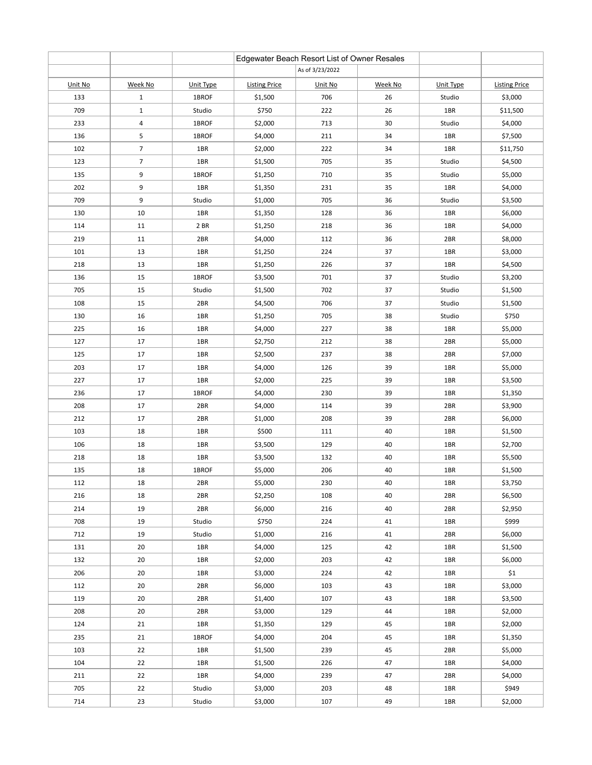| | | | Edgewater Beach Resort List of Owner Resales | | | | |
|---|---|---|---|---|---|---|---|
| | | | | As of 3/23/2022 | | | |
| Unit No | Week No | Unit Type | Listing Price | Unit No | Week No | Unit Type | Listing Price |
| 133 | 1 | 1BROF | $1,500 | 706 | 26 | Studio | $3,000 |
| 709 | 1 | Studio | $750 | 222 | 26 | 1BR | $11,500 |
| 233 | 4 | 1BROF | $2,000 | 713 | 30 | Studio | $4,000 |
| 136 | 5 | 1BROF | $4,000 | 211 | 34 | 1BR | $7,500 |
| 102 | 7 | 1BR | $2,000 | 222 | 34 | 1BR | $11,750 |
| 123 | 7 | 1BR | $1,500 | 705 | 35 | Studio | $4,500 |
| 135 | 9 | 1BROF | $1,250 | 710 | 35 | Studio | $5,000 |
| 202 | 9 | 1BR | $1,350 | 231 | 35 | 1BR | $4,000 |
| 709 | 9 | Studio | $1,000 | 705 | 36 | Studio | $3,500 |
| 130 | 10 | 1BR | $1,350 | 128 | 36 | 1BR | $6,000 |
| 114 | 11 | 2 BR | $1,250 | 218 | 36 | 1BR | $4,000 |
| 219 | 11 | 2BR | $4,000 | 112 | 36 | 2BR | $8,000 |
| 101 | 13 | 1BR | $1,250 | 224 | 37 | 1BR | $3,000 |
| 218 | 13 | 1BR | $1,250 | 226 | 37 | 1BR | $4,500 |
| 136 | 15 | 1BROF | $3,500 | 701 | 37 | Studio | $3,200 |
| 705 | 15 | Studio | $1,500 | 702 | 37 | Studio | $1,500 |
| 108 | 15 | 2BR | $4,500 | 706 | 37 | Studio | $1,500 |
| 130 | 16 | 1BR | $1,250 | 705 | 38 | Studio | $750 |
| 225 | 16 | 1BR | $4,000 | 227 | 38 | 1BR | $5,000 |
| 127 | 17 | 1BR | $2,750 | 212 | 38 | 2BR | $5,000 |
| 125 | 17 | 1BR | $2,500 | 237 | 38 | 2BR | $7,000 |
| 203 | 17 | 1BR | $4,000 | 126 | 39 | 1BR | $5,000 |
| 227 | 17 | 1BR | $2,000 | 225 | 39 | 1BR | $3,500 |
| 236 | 17 | 1BROF | $4,000 | 230 | 39 | 1BR | $1,350 |
| 208 | 17 | 2BR | $4,000 | 114 | 39 | 2BR | $3,900 |
| 212 | 17 | 2BR | $1,000 | 208 | 39 | 2BR | $6,000 |
| 103 | 18 | 1BR | $500 | 111 | 40 | 1BR | $1,500 |
| 106 | 18 | 1BR | $3,500 | 129 | 40 | 1BR | $2,700 |
| 218 | 18 | 1BR | $3,500 | 132 | 40 | 1BR | $5,500 |
| 135 | 18 | 1BROF | $5,000 | 206 | 40 | 1BR | $1,500 |
| 112 | 18 | 2BR | $5,000 | 230 | 40 | 1BR | $3,750 |
| 216 | 18 | 2BR | $2,250 | 108 | 40 | 2BR | $6,500 |
| 214 | 19 | 2BR | $6,000 | 216 | 40 | 2BR | $2,950 |
| 708 | 19 | Studio | $750 | 224 | 41 | 1BR | $999 |
| 712 | 19 | Studio | $1,000 | 216 | 41 | 2BR | $6,000 |
| 131 | 20 | 1BR | $4,000 | 125 | 42 | 1BR | $1,500 |
| 132 | 20 | 1BR | $2,000 | 203 | 42 | 1BR | $6,000 |
| 206 | 20 | 1BR | $3,000 | 224 | 42 | 1BR | $1 |
| 112 | 20 | 2BR | $6,000 | 103 | 43 | 1BR | $3,000 |
| 119 | 20 | 2BR | $1,400 | 107 | 43 | 1BR | $3,500 |
| 208 | 20 | 2BR | $3,000 | 129 | 44 | 1BR | $2,000 |
| 124 | 21 | 1BR | $1,350 | 129 | 45 | 1BR | $2,000 |
| 235 | 21 | 1BROF | $4,000 | 204 | 45 | 1BR | $1,350 |
| 103 | 22 | 1BR | $1,500 | 239 | 45 | 2BR | $5,000 |
| 104 | 22 | 1BR | $1,500 | 226 | 47 | 1BR | $4,000 |
| 211 | 22 | 1BR | $4,000 | 239 | 47 | 2BR | $4,000 |
| 705 | 22 | Studio | $3,000 | 203 | 48 | 1BR | $949 |
| 714 | 23 | Studio | $3,000 | 107 | 49 | 1BR | $2,000 |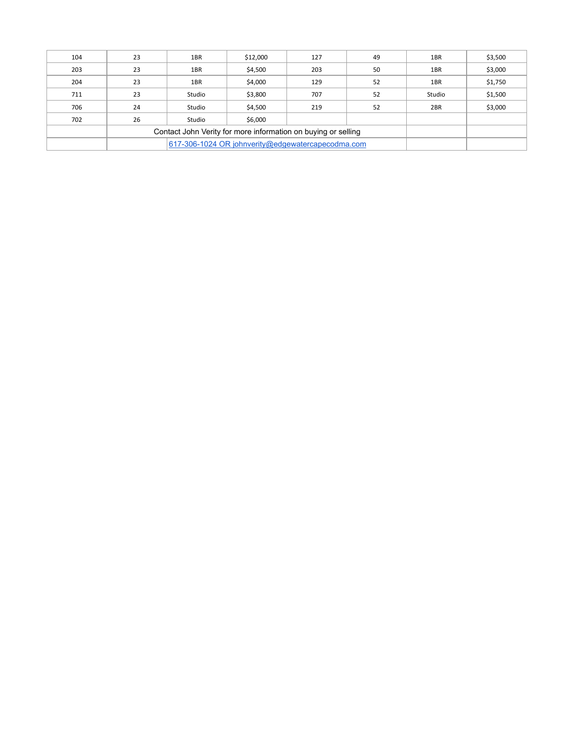| | | | | | | | |
|---|---|---|---|---|---|---|---|
| 104 | 23 | 1BR | $12,000 | 127 | 49 | 1BR | $3,500 |
| 203 | 23 | 1BR | $4,500 | 203 | 50 | 1BR | $3,000 |
| 204 | 23 | 1BR | $4,000 | 129 | 52 | 1BR | $1,750 |
| 711 | 23 | Studio | $3,800 | 707 | 52 | Studio | $1,500 |
| 706 | 24 | Studio | $4,500 | 219 | 52 | 2BR | $3,000 |
| 702 | 26 | Studio | $6,000 | | | | |
| | Contact John Verity for more information on buying or selling | | | | | | |
| | | 617-306-1024 OR johnverity@edgewatercapecodma.com | | | | | |